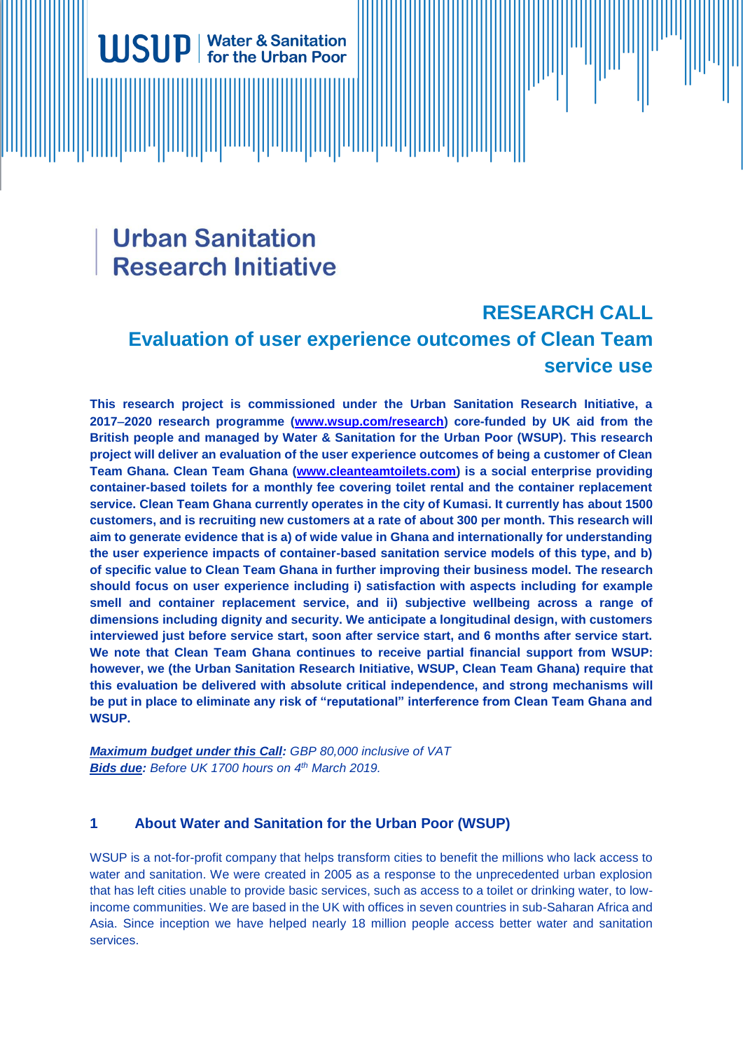WSUP | Water & Sanitation for the Urban Poor

# Urban Sanitation Research Initiative

## RESEARCH CALL
## Evaluation of user experience outcomes of Clean Team service use

**This research project is commissioned under the Urban Sanitation Research Initiative, a 2017–2020 research programme (www.wsup.com/research) core-funded by UK aid from the British people and managed by Water & Sanitation for the Urban Poor (WSUP). This research project will deliver an evaluation of the user experience outcomes of being a customer of Clean Team Ghana. Clean Team Ghana (www.cleanteamtoilets.com) is a social enterprise providing container-based toilets for a monthly fee covering toilet rental and the container replacement service. Clean Team Ghana currently operates in the city of Kumasi. It currently has about 1500 customers, and is recruiting new customers at a rate of about 300 per month. This research will aim to generate evidence that is a) of wide value in Ghana and internationally for understanding the user experience impacts of container-based sanitation service models of this type, and b) of specific value to Clean Team Ghana in further improving their business model. The research should focus on user experience including i) satisfaction with aspects including for example smell and container replacement service, and ii) subjective wellbeing across a range of dimensions including dignity and security. We anticipate a longitudinal design, with customers interviewed just before service start, soon after service start, and 6 months after service start. We note that Clean Team Ghana continues to receive partial financial support from WSUP: however, we (the Urban Sanitation Research Initiative, WSUP, Clean Team Ghana) require that this evaluation be delivered with absolute critical independence, and strong mechanisms will be put in place to eliminate any risk of "reputational" interference from Clean Team Ghana and WSUP.**

***Maximum budget under this Call:*** *GBP 80,000 inclusive of VAT*
***Bids due:*** *Before UK 1700 hours on 4th March 2019.*

### 1 About Water and Sanitation for the Urban Poor (WSUP)

WSUP is a not-for-profit company that helps transform cities to benefit the millions who lack access to water and sanitation. We were created in 2005 as a response to the unprecedented urban explosion that has left cities unable to provide basic services, such as access to a toilet or drinking water, to low-income communities. We are based in the UK with offices in seven countries in sub-Saharan Africa and Asia. Since inception we have helped nearly 18 million people access better water and sanitation services.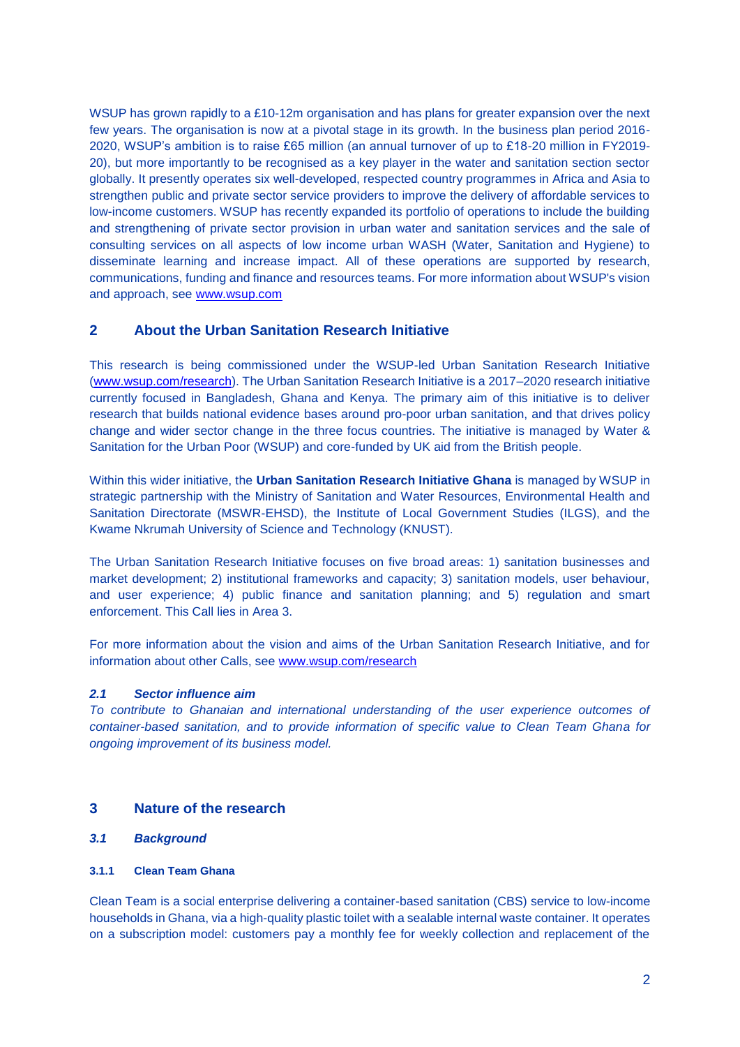WSUP has grown rapidly to a £10-12m organisation and has plans for greater expansion over the next few years. The organisation is now at a pivotal stage in its growth. In the business plan period 2016-2020, WSUP's ambition is to raise £65 million (an annual turnover of up to £18-20 million in FY2019-20), but more importantly to be recognised as a key player in the water and sanitation section sector globally. It presently operates six well-developed, respected country programmes in Africa and Asia to strengthen public and private sector service providers to improve the delivery of affordable services to low-income customers. WSUP has recently expanded its portfolio of operations to include the building and strengthening of private sector provision in urban water and sanitation services and the sale of consulting services on all aspects of low income urban WASH (Water, Sanitation and Hygiene) to disseminate learning and increase impact. All of these operations are supported by research, communications, funding and finance and resources teams. For more information about WSUP's vision and approach, see www.wsup.com

## 2 About the Urban Sanitation Research Initiative

This research is being commissioned under the WSUP-led Urban Sanitation Research Initiative (www.wsup.com/research). The Urban Sanitation Research Initiative is a 2017–2020 research initiative currently focused in Bangladesh, Ghana and Kenya. The primary aim of this initiative is to deliver research that builds national evidence bases around pro-poor urban sanitation, and that drives policy change and wider sector change in the three focus countries. The initiative is managed by Water & Sanitation for the Urban Poor (WSUP) and core-funded by UK aid from the British people.

Within this wider initiative, the **Urban Sanitation Research Initiative Ghana** is managed by WSUP in strategic partnership with the Ministry of Sanitation and Water Resources, Environmental Health and Sanitation Directorate (MSWR-EHSD), the Institute of Local Government Studies (ILGS), and the Kwame Nkrumah University of Science and Technology (KNUST).

The Urban Sanitation Research Initiative focuses on five broad areas: 1) sanitation businesses and market development; 2) institutional frameworks and capacity; 3) sanitation models, user behaviour, and user experience; 4) public finance and sanitation planning; and 5) regulation and smart enforcement. This Call lies in Area 3.

For more information about the vision and aims of the Urban Sanitation Research Initiative, and for information about other Calls, see www.wsup.com/research

### *2.1 Sector influence aim*

*To contribute to Ghanaian and international understanding of the user experience outcomes of container-based sanitation, and to provide information of specific value to Clean Team Ghana for ongoing improvement of its business model.*

## 3 Nature of the research

### *3.1 Background*

#### 3.1.1 Clean Team Ghana

Clean Team is a social enterprise delivering a container-based sanitation (CBS) service to low-income households in Ghana, via a high-quality plastic toilet with a sealable internal waste container. It operates on a subscription model: customers pay a monthly fee for weekly collection and replacement of the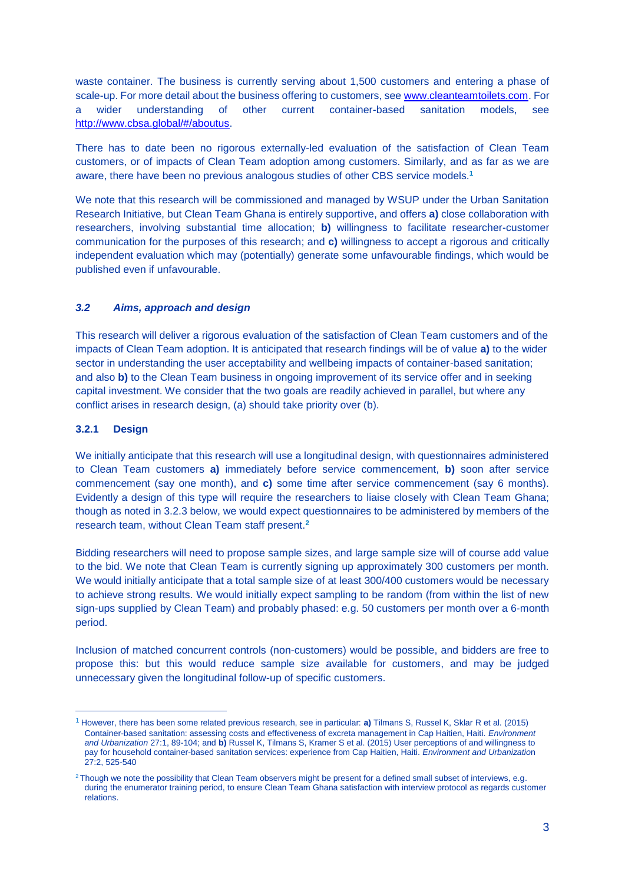waste container. The business is currently serving about 1,500 customers and entering a phase of scale-up. For more detail about the business offering to customers, see [www.cleanteamtoilets.com](http://www.cleanteamtoilets.com). For a wider understanding of other current container-based sanitation models, see [http://www.cbsa.global/#/aboutus](http://www.cbsa.global/#/aboutus).

There has to date been no rigorous externally-led evaluation of the satisfaction of Clean Team customers, or of impacts of Clean Team adoption among customers. Similarly, and as far as we are aware, there have been no previous analogous studies of other CBS service models.[1]

We note that this research will be commissioned and managed by WSUP under the Urban Sanitation Research Initiative, but Clean Team Ghana is entirely supportive, and offers **a)** close collaboration with researchers, involving substantial time allocation; **b)** willingness to facilitate researcher-customer communication for the purposes of this research; and **c)** willingness to accept a rigorous and critically independent evaluation which may (potentially) generate some unfavourable findings, which would be published even if unfavourable.

### *3.2 Aims, approach and design*

This research will deliver a rigorous evaluation of the satisfaction of Clean Team customers and of the impacts of Clean Team adoption. It is anticipated that research findings will be of value **a)** to the wider sector in understanding the user acceptability and wellbeing impacts of container-based sanitation; and also **b)** to the Clean Team business in ongoing improvement of its service offer and in seeking capital investment. We consider that the two goals are readily achieved in parallel, but where any conflict arises in research design, (a) should take priority over (b).

#### 3.2.1 Design

We initially anticipate that this research will use a longitudinal design, with questionnaires administered to Clean Team customers **a)** immediately before service commencement, **b)** soon after service commencement (say one month), and **c)** some time after service commencement (say 6 months). Evidently a design of this type will require the researchers to liaise closely with Clean Team Ghana; though as noted in 3.2.3 below, we would expect questionnaires to be administered by members of the research team, without Clean Team staff present.[2]

Bidding researchers will need to propose sample sizes, and large sample size will of course add value to the bid. We note that Clean Team is currently signing up approximately 300 customers per month. We would initially anticipate that a total sample size of at least 300/400 customers would be necessary to achieve strong results. We would initially expect sampling to be random (from within the list of new sign-ups supplied by Clean Team) and probably phased: e.g. 50 customers per month over a 6-month period.

Inclusion of matched concurrent controls (non-customers) would be possible, and bidders are free to propose this: but this would reduce sample size available for customers, and may be judged unnecessary given the longitudinal follow-up of specific customers.

---

[1] However, there has been some related previous research, see in particular: **a)** Tilmans S, Russel K, Sklar R et al. (2015) Container-based sanitation: assessing costs and effectiveness of excreta management in Cap Haitien, Haiti. *Environment and Urbanization* 27:1, 89-104; and **b)** Russel K, Tilmans S, Kramer S et al. (2015) User perceptions of and willingness to pay for household container-based sanitation services: experience from Cap Haitien, Haiti. *Environment and Urbanization* 27:2, 525-540

[2] Though we note the possibility that Clean Team observers might be present for a defined small subset of interviews, e.g. during the enumerator training period, to ensure Clean Team Ghana satisfaction with interview protocol as regards customer relations.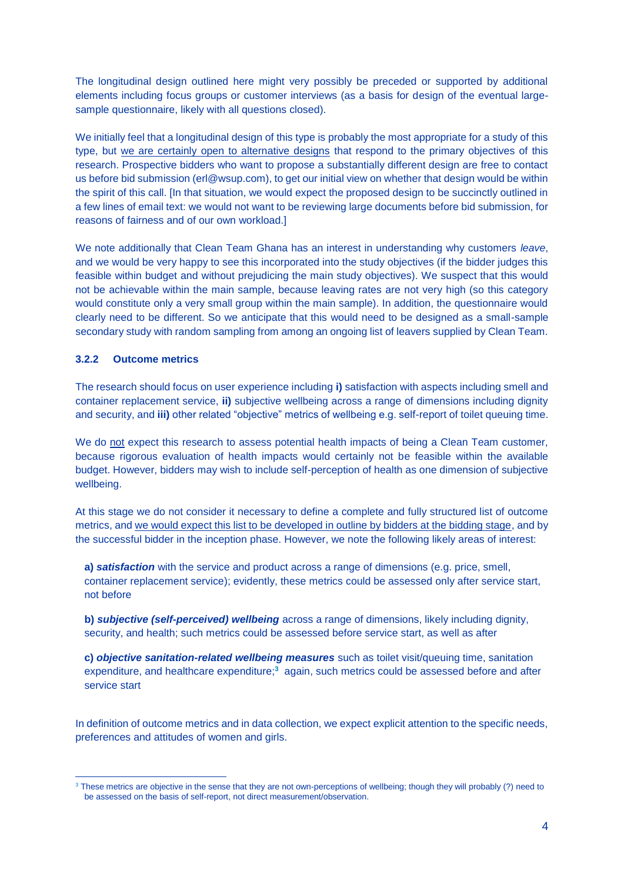The longitudinal design outlined here might very possibly be preceded or supported by additional elements including focus groups or customer interviews (as a basis for design of the eventual large-sample questionnaire, likely with all questions closed).

We initially feel that a longitudinal design of this type is probably the most appropriate for a study of this type, but <u>we are certainly open to alternative designs</u> that respond to the primary objectives of this research. Prospective bidders who want to propose a substantially different design are free to contact us before bid submission (erl@wsup.com), to get our initial view on whether that design would be within the spirit of this call. [In that situation, we would expect the proposed design to be succinctly outlined in a few lines of email text: we would not want to be reviewing large documents before bid submission, for reasons of fairness and of our own workload.]

We note additionally that Clean Team Ghana has an interest in understanding why customers *leave*, and we would be very happy to see this incorporated into the study objectives (if the bidder judges this feasible within budget and without prejudicing the main study objectives). We suspect that this would not be achievable within the main sample, because leaving rates are not very high (so this category would constitute only a very small group within the main sample). In addition, the questionnaire would clearly need to be different. So we anticipate that this would need to be designed as a small-sample secondary study with random sampling from among an ongoing list of leavers supplied by Clean Team.

### 3.2.2 Outcome metrics

The research should focus on user experience including **i)** satisfaction with aspects including smell and container replacement service, **ii)** subjective wellbeing across a range of dimensions including dignity and security, and **iii)** other related "objective" metrics of wellbeing e.g. self-report of toilet queuing time.

We do <u>not</u> expect this research to assess potential health impacts of being a Clean Team customer, because rigorous evaluation of health impacts would certainly not be feasible within the available budget. However, bidders may wish to include self-perception of health as one dimension of subjective wellbeing.

At this stage we do not consider it necessary to define a complete and fully structured list of outcome metrics, and <u>we would expect this list to be developed in outline by bidders at the bidding stage</u>, and by the successful bidder in the inception phase. However, we note the following likely areas of interest:

**a)** ***satisfaction*** with the service and product across a range of dimensions (e.g. price, smell, container replacement service); evidently, these metrics could be assessed only after service start, not before

**b)** ***subjective (self-perceived) wellbeing*** across a range of dimensions, likely including dignity, security, and health; such metrics could be assessed before service start, as well as after

**c)** ***objective sanitation-related wellbeing measures*** such as toilet visit/queuing time, sanitation expenditure, and healthcare expenditure;[3] again, such metrics could be assessed before and after service start

In definition of outcome metrics and in data collection, we expect explicit attention to the specific needs, preferences and attitudes of women and girls.

---

[3] These metrics are objective in the sense that they are not own-perceptions of wellbeing; though they will probably (?) need to be assessed on the basis of self-report, not direct measurement/observation.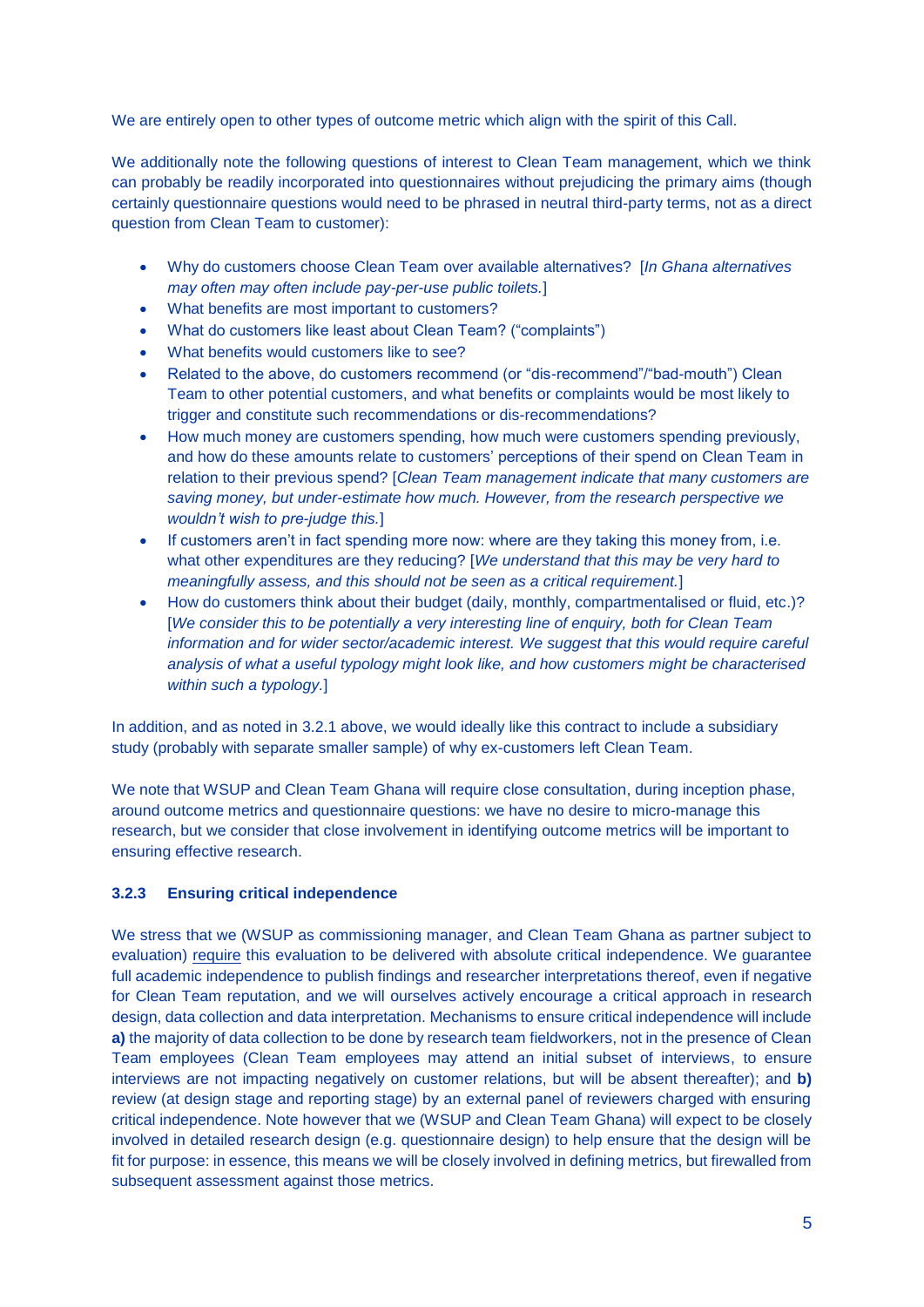We are entirely open to other types of outcome metric which align with the spirit of this Call.

We additionally note the following questions of interest to Clean Team management, which we think can probably be readily incorporated into questionnaires without prejudicing the primary aims (though certainly questionnaire questions would need to be phrased in neutral third-party terms, not as a direct question from Clean Team to customer):

- Why do customers choose Clean Team over available alternatives? [*In Ghana alternatives may often may often include pay-per-use public toilets.*]
- What benefits are most important to customers?
- What do customers like least about Clean Team? ("complaints")
- What benefits would customers like to see?
- Related to the above, do customers recommend (or "dis-recommend"/"bad-mouth") Clean Team to other potential customers, and what benefits or complaints would be most likely to trigger and constitute such recommendations or dis-recommendations?
- How much money are customers spending, how much were customers spending previously, and how do these amounts relate to customers' perceptions of their spend on Clean Team in relation to their previous spend? [*Clean Team management indicate that many customers are saving money, but under-estimate how much. However, from the research perspective we wouldn't wish to pre-judge this.*]
- If customers aren't in fact spending more now: where are they taking this money from, i.e. what other expenditures are they reducing? [*We understand that this may be very hard to meaningfully assess, and this should not be seen as a critical requirement.*]
- How do customers think about their budget (daily, monthly, compartmentalised or fluid, etc.)? [*We consider this to be potentially a very interesting line of enquiry, both for Clean Team information and for wider sector/academic interest. We suggest that this would require careful analysis of what a useful typology might look like, and how customers might be characterised within such a typology.*]

In addition, and as noted in 3.2.1 above, we would ideally like this contract to include a subsidiary study (probably with separate smaller sample) of why ex-customers left Clean Team.

We note that WSUP and Clean Team Ghana will require close consultation, during inception phase, around outcome metrics and questionnaire questions: we have no desire to micro-manage this research, but we consider that close involvement in identifying outcome metrics will be important to ensuring effective research.

### 3.2.3 Ensuring critical independence

We stress that we (WSUP as commissioning manager, and Clean Team Ghana as partner subject to evaluation) require this evaluation to be delivered with absolute critical independence. We guarantee full academic independence to publish findings and researcher interpretations thereof, even if negative for Clean Team reputation, and we will ourselves actively encourage a critical approach in research design, data collection and data interpretation. Mechanisms to ensure critical independence will include **a)** the majority of data collection to be done by research team fieldworkers, not in the presence of Clean Team employees (Clean Team employees may attend an initial subset of interviews, to ensure interviews are not impacting negatively on customer relations, but will be absent thereafter); and **b)** review (at design stage and reporting stage) by an external panel of reviewers charged with ensuring critical independence. Note however that we (WSUP and Clean Team Ghana) will expect to be closely involved in detailed research design (e.g. questionnaire design) to help ensure that the design will be fit for purpose: in essence, this means we will be closely involved in defining metrics, but firewalled from subsequent assessment against those metrics.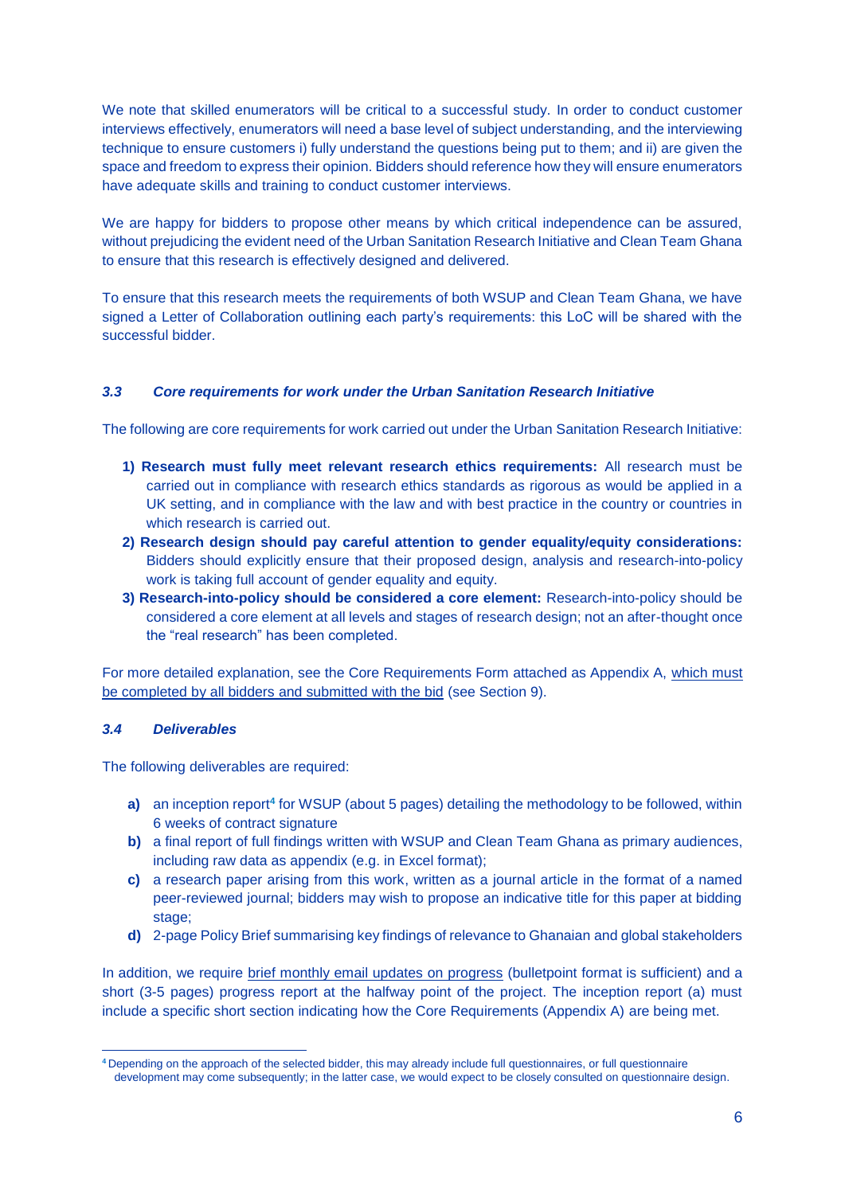We note that skilled enumerators will be critical to a successful study. In order to conduct customer interviews effectively, enumerators will need a base level of subject understanding, and the interviewing technique to ensure customers i) fully understand the questions being put to them; and ii) are given the space and freedom to express their opinion. Bidders should reference how they will ensure enumerators have adequate skills and training to conduct customer interviews.

We are happy for bidders to propose other means by which critical independence can be assured, without prejudicing the evident need of the Urban Sanitation Research Initiative and Clean Team Ghana to ensure that this research is effectively designed and delivered.

To ensure that this research meets the requirements of both WSUP and Clean Team Ghana, we have signed a Letter of Collaboration outlining each party's requirements: this LoC will be shared with the successful bidder.

### *3.3 Core requirements for work under the Urban Sanitation Research Initiative*

The following are core requirements for work carried out under the Urban Sanitation Research Initiative:

1) **Research must fully meet relevant research ethics requirements:** All research must be carried out in compliance with research ethics standards as rigorous as would be applied in a UK setting, and in compliance with the law and with best practice in the country or countries in which research is carried out.
2) **Research design should pay careful attention to gender equality/equity considerations:** Bidders should explicitly ensure that their proposed design, analysis and research-into-policy work is taking full account of gender equality and equity.
3) **Research-into-policy should be considered a core element:** Research-into-policy should be considered a core element at all levels and stages of research design; not an after-thought once the "real research" has been completed.

For more detailed explanation, see the Core Requirements Form attached as Appendix A, which must be completed by all bidders and submitted with the bid (see Section 9).

### *3.4 Deliverables*

The following deliverables are required:

- **a)** an inception report[4] for WSUP (about 5 pages) detailing the methodology to be followed, within 6 weeks of contract signature
- **b)** a final report of full findings written with WSUP and Clean Team Ghana as primary audiences, including raw data as appendix (e.g. in Excel format);
- **c)** a research paper arising from this work, written as a journal article in the format of a named peer-reviewed journal; bidders may wish to propose an indicative title for this paper at bidding stage;
- **d)** 2-page Policy Brief summarising key findings of relevance to Ghanaian and global stakeholders

In addition, we require brief monthly email updates on progress (bulletpoint format is sufficient) and a short (3-5 pages) progress report at the halfway point of the project. The inception report (a) must include a specific short section indicating how the Core Requirements (Appendix A) are being met.

[4] Depending on the approach of the selected bidder, this may already include full questionnaires, or full questionnaire development may come subsequently; in the latter case, we would expect to be closely consulted on questionnaire design.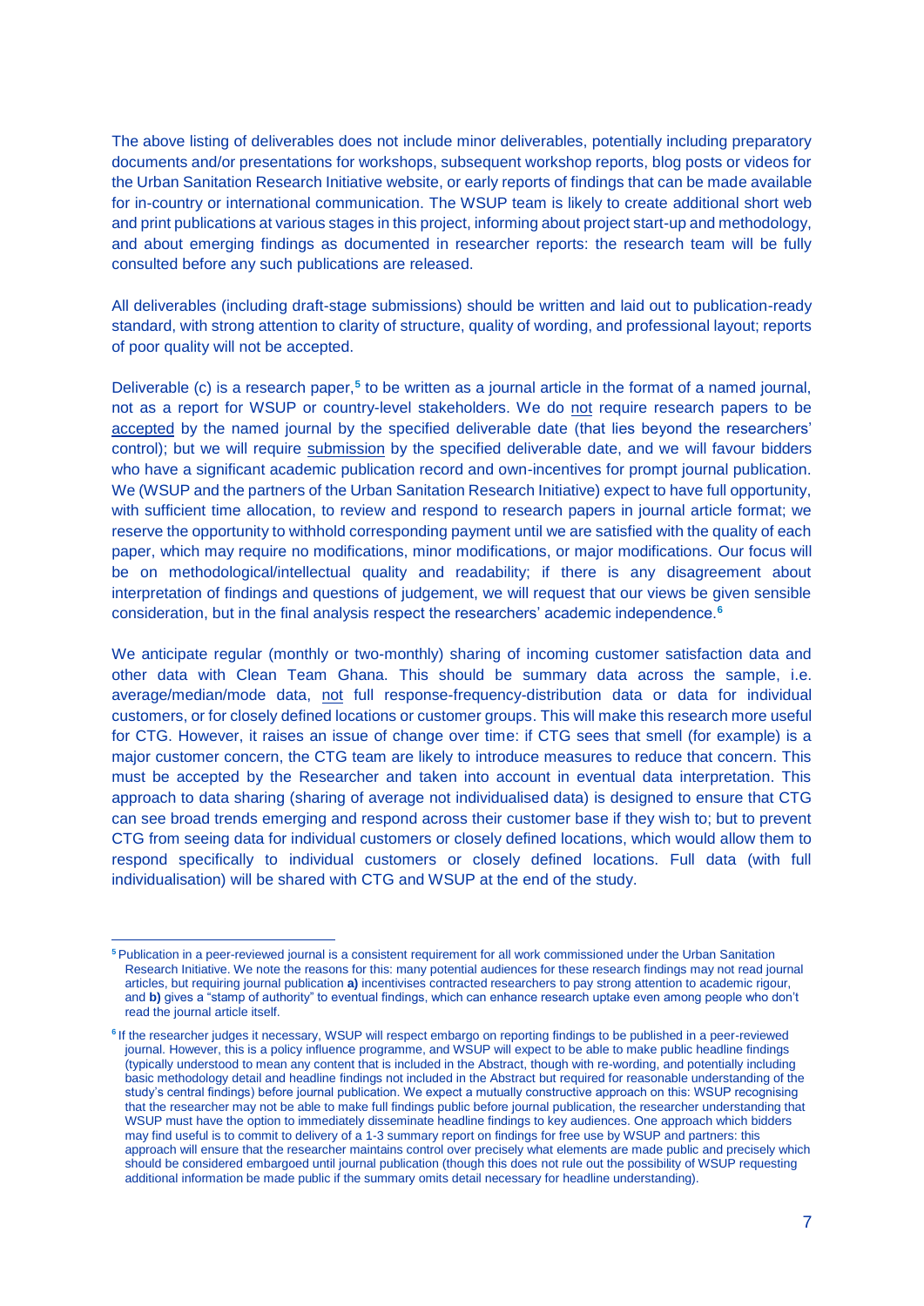The above listing of deliverables does not include minor deliverables, potentially including preparatory documents and/or presentations for workshops, subsequent workshop reports, blog posts or videos for the Urban Sanitation Research Initiative website, or early reports of findings that can be made available for in-country or international communication. The WSUP team is likely to create additional short web and print publications at various stages in this project, informing about project start-up and methodology, and about emerging findings as documented in researcher reports: the research team will be fully consulted before any such publications are released.

All deliverables (including draft-stage submissions) should be written and laid out to publication-ready standard, with strong attention to clarity of structure, quality of wording, and professional layout; reports of poor quality will not be accepted.

Deliverable (c) is a research paper,[5] to be written as a journal article in the format of a named journal, not as a report for WSUP or country-level stakeholders. We do not require research papers to be accepted by the named journal by the specified deliverable date (that lies beyond the researchers' control); but we will require submission by the specified deliverable date, and we will favour bidders who have a significant academic publication record and own-incentives for prompt journal publication. We (WSUP and the partners of the Urban Sanitation Research Initiative) expect to have full opportunity, with sufficient time allocation, to review and respond to research papers in journal article format; we reserve the opportunity to withhold corresponding payment until we are satisfied with the quality of each paper, which may require no modifications, minor modifications, or major modifications. Our focus will be on methodological/intellectual quality and readability; if there is any disagreement about interpretation of findings and questions of judgement, we will request that our views be given sensible consideration, but in the final analysis respect the researchers' academic independence.[6]

We anticipate regular (monthly or two-monthly) sharing of incoming customer satisfaction data and other data with Clean Team Ghana. This should be summary data across the sample, i.e. average/median/mode data, not full response-frequency-distribution data or data for individual customers, or for closely defined locations or customer groups. This will make this research more useful for CTG. However, it raises an issue of change over time: if CTG sees that smell (for example) is a major customer concern, the CTG team are likely to introduce measures to reduce that concern. This must be accepted by the Researcher and taken into account in eventual data interpretation. This approach to data sharing (sharing of average not individualised data) is designed to ensure that CTG can see broad trends emerging and respond across their customer base if they wish to; but to prevent CTG from seeing data for individual customers or closely defined locations, which would allow them to respond specifically to individual customers or closely defined locations. Full data (with full individualisation) will be shared with CTG and WSUP at the end of the study.

---

[5] Publication in a peer-reviewed journal is a consistent requirement for all work commissioned under the Urban Sanitation Research Initiative. We note the reasons for this: many potential audiences for these research findings may not read journal articles, but requiring journal publication **a)** incentivises contracted researchers to pay strong attention to academic rigour, and **b)** gives a "stamp of authority" to eventual findings, which can enhance research uptake even among people who don't read the journal article itself.

[6] If the researcher judges it necessary, WSUP will respect embargo on reporting findings to be published in a peer-reviewed journal. However, this is a policy influence programme, and WSUP will expect to be able to make public headline findings (typically understood to mean any content that is included in the Abstract, though with re-wording, and potentially including basic methodology detail and headline findings not included in the Abstract but required for reasonable understanding of the study's central findings) before journal publication. We expect a mutually constructive approach on this: WSUP recognising that the researcher may not be able to make full findings public before journal publication, the researcher understanding that WSUP must have the option to immediately disseminate headline findings to key audiences. One approach which bidders may find useful is to commit to delivery of a 1-3 summary report on findings for free use by WSUP and partners: this approach will ensure that the researcher maintains control over precisely what elements are made public and precisely which should be considered embargoed until journal publication (though this does not rule out the possibility of WSUP requesting additional information be made public if the summary omits detail necessary for headline understanding).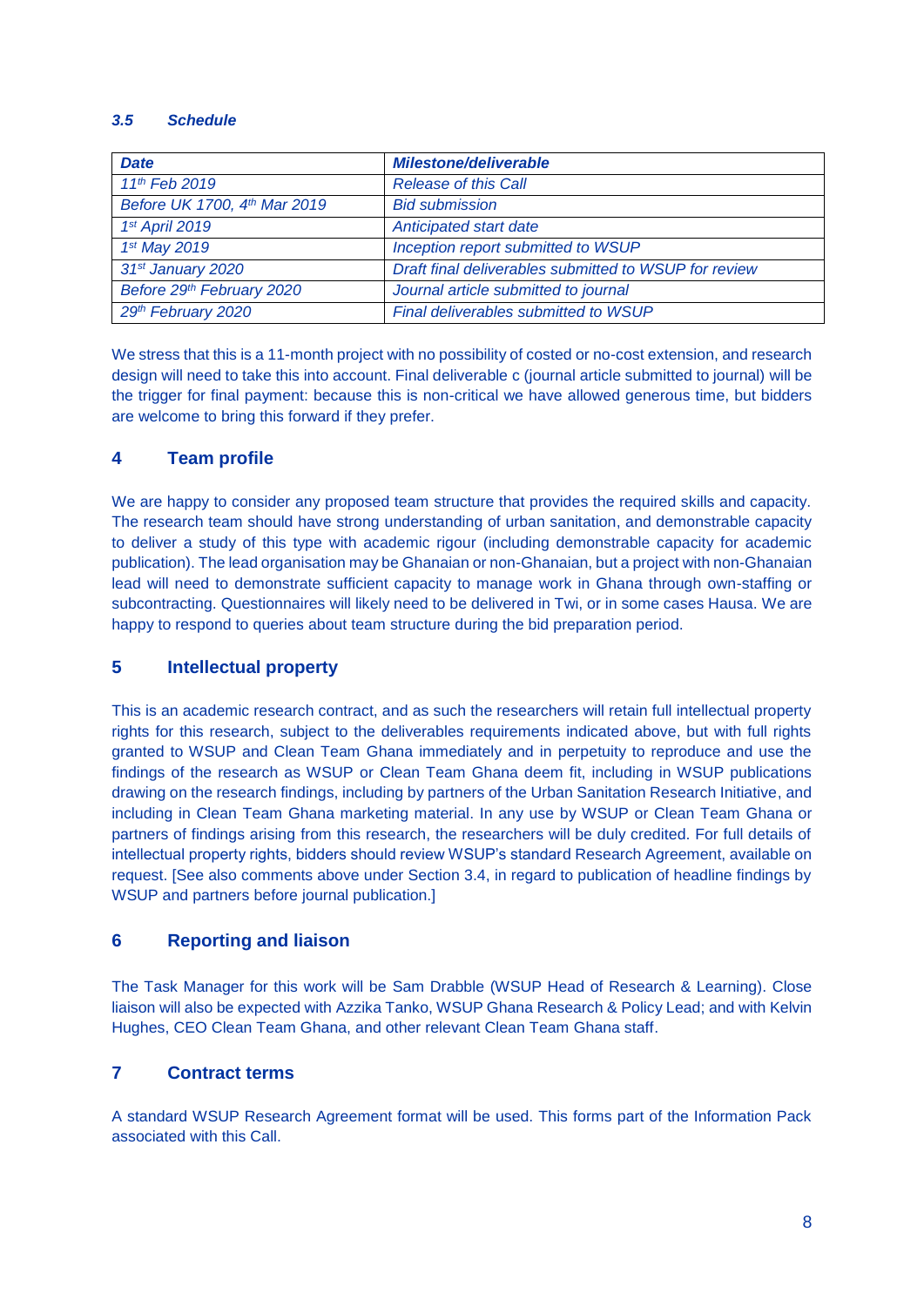### *3.5 Schedule*

| *Date* | *Milestone/deliverable* |
|---|---|
| *11th Feb 2019* | *Release of this Call* |
| *Before UK 1700, 4th Mar 2019* | *Bid submission* |
| *1st April 2019* | *Anticipated start date* |
| *1st May 2019* | *Inception report submitted to WSUP* |
| *31st January 2020* | *Draft final deliverables submitted to WSUP for review* |
| *Before 29th February 2020* | *Journal article submitted to journal* |
| *29th February 2020* | *Final deliverables submitted to WSUP* |

We stress that this is a 11-month project with no possibility of costed or no-cost extension, and research design will need to take this into account. Final deliverable c (journal article submitted to journal) will be the trigger for final payment: because this is non-critical we have allowed generous time, but bidders are welcome to bring this forward if they prefer.

## 4 Team profile

We are happy to consider any proposed team structure that provides the required skills and capacity. The research team should have strong understanding of urban sanitation, and demonstrable capacity to deliver a study of this type with academic rigour (including demonstrable capacity for academic publication). The lead organisation may be Ghanaian or non-Ghanaian, but a project with non-Ghanaian lead will need to demonstrate sufficient capacity to manage work in Ghana through own-staffing or subcontracting. Questionnaires will likely need to be delivered in Twi, or in some cases Hausa. We are happy to respond to queries about team structure during the bid preparation period.

## 5 Intellectual property

This is an academic research contract, and as such the researchers will retain full intellectual property rights for this research, subject to the deliverables requirements indicated above, but with full rights granted to WSUP and Clean Team Ghana immediately and in perpetuity to reproduce and use the findings of the research as WSUP or Clean Team Ghana deem fit, including in WSUP publications drawing on the research findings, including by partners of the Urban Sanitation Research Initiative, and including in Clean Team Ghana marketing material. In any use by WSUP or Clean Team Ghana or partners of findings arising from this research, the researchers will be duly credited. For full details of intellectual property rights, bidders should review WSUP's standard Research Agreement, available on request. [See also comments above under Section 3.4, in regard to publication of headline findings by WSUP and partners before journal publication.]

## 6 Reporting and liaison

The Task Manager for this work will be Sam Drabble (WSUP Head of Research & Learning). Close liaison will also be expected with Azzika Tanko, WSUP Ghana Research & Policy Lead; and with Kelvin Hughes, CEO Clean Team Ghana, and other relevant Clean Team Ghana staff.

## 7 Contract terms

A standard WSUP Research Agreement format will be used. This forms part of the Information Pack associated with this Call.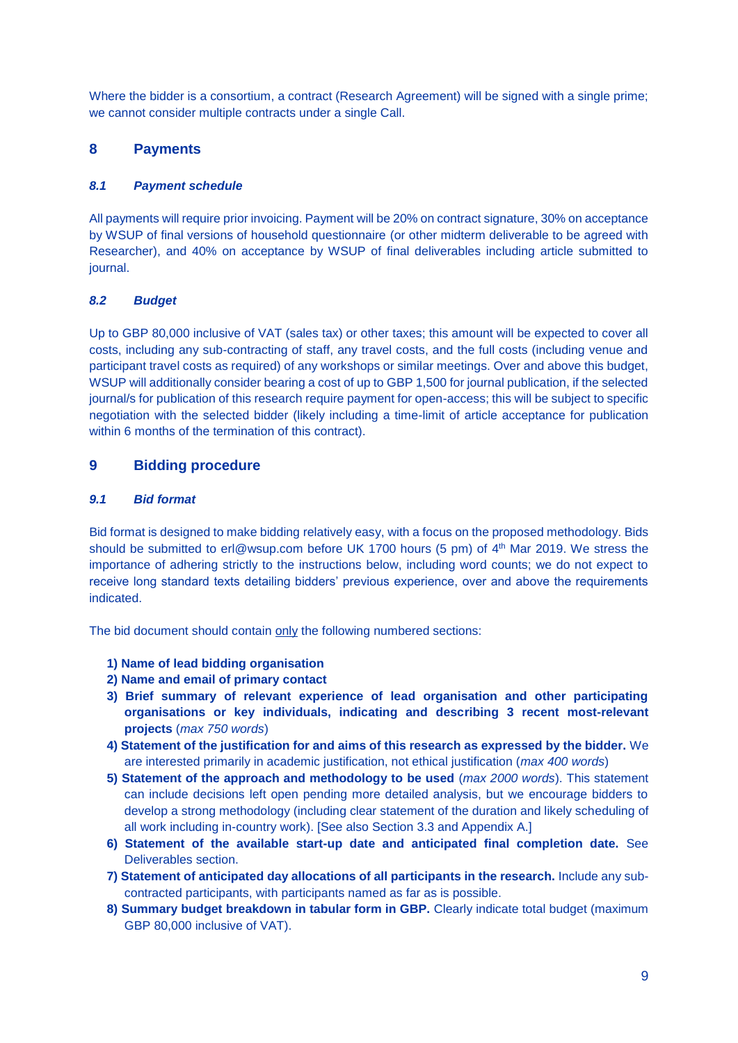Where the bidder is a consortium, a contract (Research Agreement) will be signed with a single prime; we cannot consider multiple contracts under a single Call.

## 8 Payments

### *8.1 Payment schedule*

All payments will require prior invoicing. Payment will be 20% on contract signature, 30% on acceptance by WSUP of final versions of household questionnaire (or other midterm deliverable to be agreed with Researcher), and 40% on acceptance by WSUP of final deliverables including article submitted to journal.

### *8.2 Budget*

Up to GBP 80,000 inclusive of VAT (sales tax) or other taxes; this amount will be expected to cover all costs, including any sub-contracting of staff, any travel costs, and the full costs (including venue and participant travel costs as required) of any workshops or similar meetings. Over and above this budget, WSUP will additionally consider bearing a cost of up to GBP 1,500 for journal publication, if the selected journal/s for publication of this research require payment for open-access; this will be subject to specific negotiation with the selected bidder (likely including a time-limit of article acceptance for publication within 6 months of the termination of this contract).

## 9 Bidding procedure

### *9.1 Bid format*

Bid format is designed to make bidding relatively easy, with a focus on the proposed methodology. Bids should be submitted to erl@wsup.com before UK 1700 hours (5 pm) of 4th Mar 2019. We stress the importance of adhering strictly to the instructions below, including word counts; we do not expect to receive long standard texts detailing bidders' previous experience, over and above the requirements indicated.

The bid document should contain only the following numbered sections:

1) **Name of lead bidding organisation**
2) **Name and email of primary contact**
3) **Brief summary of relevant experience of lead organisation and other participating organisations or key individuals, indicating and describing 3 recent most-relevant projects** (*max 750 words*)
4) **Statement of the justification for and aims of this research as expressed by the bidder.** We are interested primarily in academic justification, not ethical justification (*max 400 words*)
5) **Statement of the approach and methodology to be used** (*max 2000 words*). This statement can include decisions left open pending more detailed analysis, but we encourage bidders to develop a strong methodology (including clear statement of the duration and likely scheduling of all work including in-country work). [See also Section 3.3 and Appendix A.]
6) **Statement of the available start-up date and anticipated final completion date.** See Deliverables section.
7) **Statement of anticipated day allocations of all participants in the research.** Include any sub-contracted participants, with participants named as far as is possible.
8) **Summary budget breakdown in tabular form in GBP.** Clearly indicate total budget (maximum GBP 80,000 inclusive of VAT).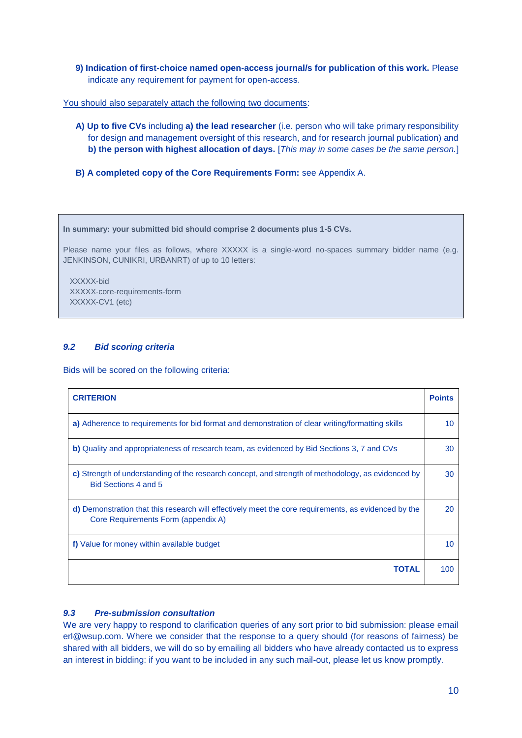**9) Indication of first-choice named open-access journal/s for publication of this work.** Please indicate any requirement for payment for open-access.

You should also separately attach the following two documents:

**A) Up to five CVs** including **a) the lead researcher** (i.e. person who will take primary responsibility for design and management oversight of this research, and for research journal publication) and **b) the person with highest allocation of days.** [*This may in some cases be the same person.*]

**B) A completed copy of the Core Requirements Form:** see Appendix A.

> **In summary: your submitted bid should comprise 2 documents plus 1-5 CVs.**
>
> Please name your files as follows, where XXXXX is a single-word no-spaces summary bidder name (e.g. JENKINSON, CUNIKRI, URBANRT) of up to 10 letters:
>
> XXXXX-bid
> XXXXX-core-requirements-form
> XXXXX-CV1 (etc)

### *9.2 Bid scoring criteria*

Bids will be scored on the following criteria:

| **CRITERION** | **Points** |
|---|---|
| **a)** Adherence to requirements for bid format and demonstration of clear writing/formatting skills | 10 |
| **b)** Quality and appropriateness of research team, as evidenced by Bid Sections 3, 7 and CVs | 30 |
| **c)** Strength of understanding of the research concept, and strength of methodology, as evidenced by Bid Sections 4 and 5 | 30 |
| **d)** Demonstration that this research will effectively meet the core requirements, as evidenced by the Core Requirements Form (appendix A) | 20 |
| **f)** Value for money within available budget | 10 |
| **TOTAL** | 100 |

### *9.3 Pre-submission consultation*

We are very happy to respond to clarification queries of any sort prior to bid submission: please email erl@wsup.com. Where we consider that the response to a query should (for reasons of fairness) be shared with all bidders, we will do so by emailing all bidders who have already contacted us to express an interest in bidding: if you want to be included in any such mail-out, please let us know promptly.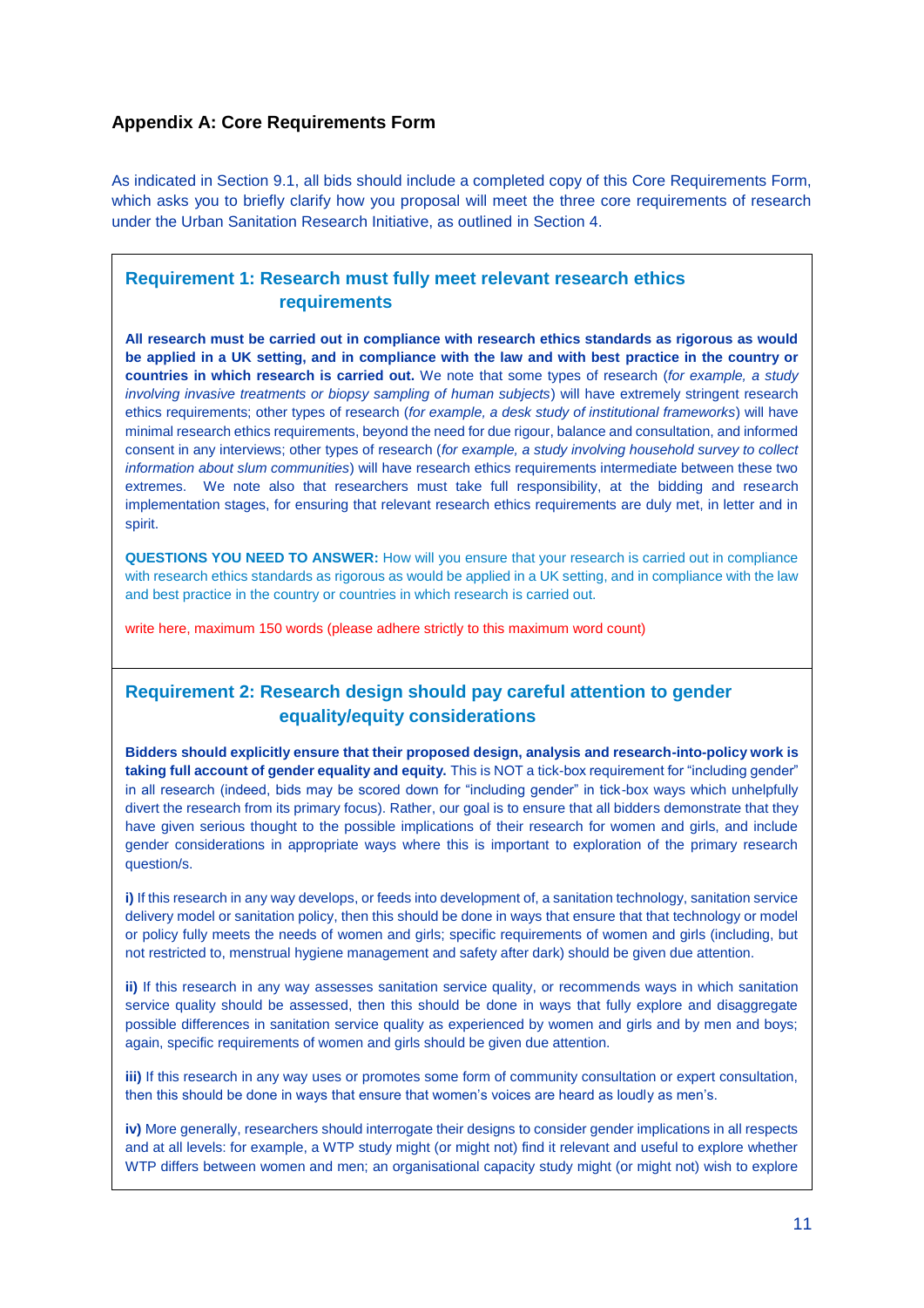## Appendix A: Core Requirements Form

As indicated in Section 9.1, all bids should include a completed copy of this Core Requirements Form, which asks you to briefly clarify how you proposal will meet the three core requirements of research under the Urban Sanitation Research Initiative, as outlined in Section 4.

### Requirement 1: Research must fully meet relevant research ethics requirements

**All research must be carried out in compliance with research ethics standards as rigorous as would be applied in a UK setting, and in compliance with the law and with best practice in the country or countries in which research is carried out.** We note that some types of research (*for example, a study involving invasive treatments or biopsy sampling of human subjects*) will have extremely stringent research ethics requirements; other types of research (*for example, a desk study of institutional frameworks*) will have minimal research ethics requirements, beyond the need for due rigour, balance and consultation, and informed consent in any interviews; other types of research (*for example, a study involving household survey to collect information about slum communities*) will have research ethics requirements intermediate between these two extremes. We note also that researchers must take full responsibility, at the bidding and research implementation stages, for ensuring that relevant research ethics requirements are duly met, in letter and in spirit.

**QUESTIONS YOU NEED TO ANSWER:** How will you ensure that your research is carried out in compliance with research ethics standards as rigorous as would be applied in a UK setting, and in compliance with the law and best practice in the country or countries in which research is carried out.

write here, maximum 150 words (please adhere strictly to this maximum word count)

### Requirement 2: Research design should pay careful attention to gender equality/equity considerations

**Bidders should explicitly ensure that their proposed design, analysis and research-into-policy work is taking full account of gender equality and equity.** This is NOT a tick-box requirement for "including gender" in all research (indeed, bids may be scored down for "including gender" in tick-box ways which unhelpfully divert the research from its primary focus). Rather, our goal is to ensure that all bidders demonstrate that they have given serious thought to the possible implications of their research for women and girls, and include gender considerations in appropriate ways where this is important to exploration of the primary research question/s.

**i)** If this research in any way develops, or feeds into development of, a sanitation technology, sanitation service delivery model or sanitation policy, then this should be done in ways that ensure that that technology or model or policy fully meets the needs of women and girls; specific requirements of women and girls (including, but not restricted to, menstrual hygiene management and safety after dark) should be given due attention.

**ii)** If this research in any way assesses sanitation service quality, or recommends ways in which sanitation service quality should be assessed, then this should be done in ways that fully explore and disaggregate possible differences in sanitation service quality as experienced by women and girls and by men and boys; again, specific requirements of women and girls should be given due attention.

**iii)** If this research in any way uses or promotes some form of community consultation or expert consultation, then this should be done in ways that ensure that women's voices are heard as loudly as men's.

**iv)** More generally, researchers should interrogate their designs to consider gender implications in all respects and at all levels: for example, a WTP study might (or might not) find it relevant and useful to explore whether WTP differs between women and men; an organisational capacity study might (or might not) wish to explore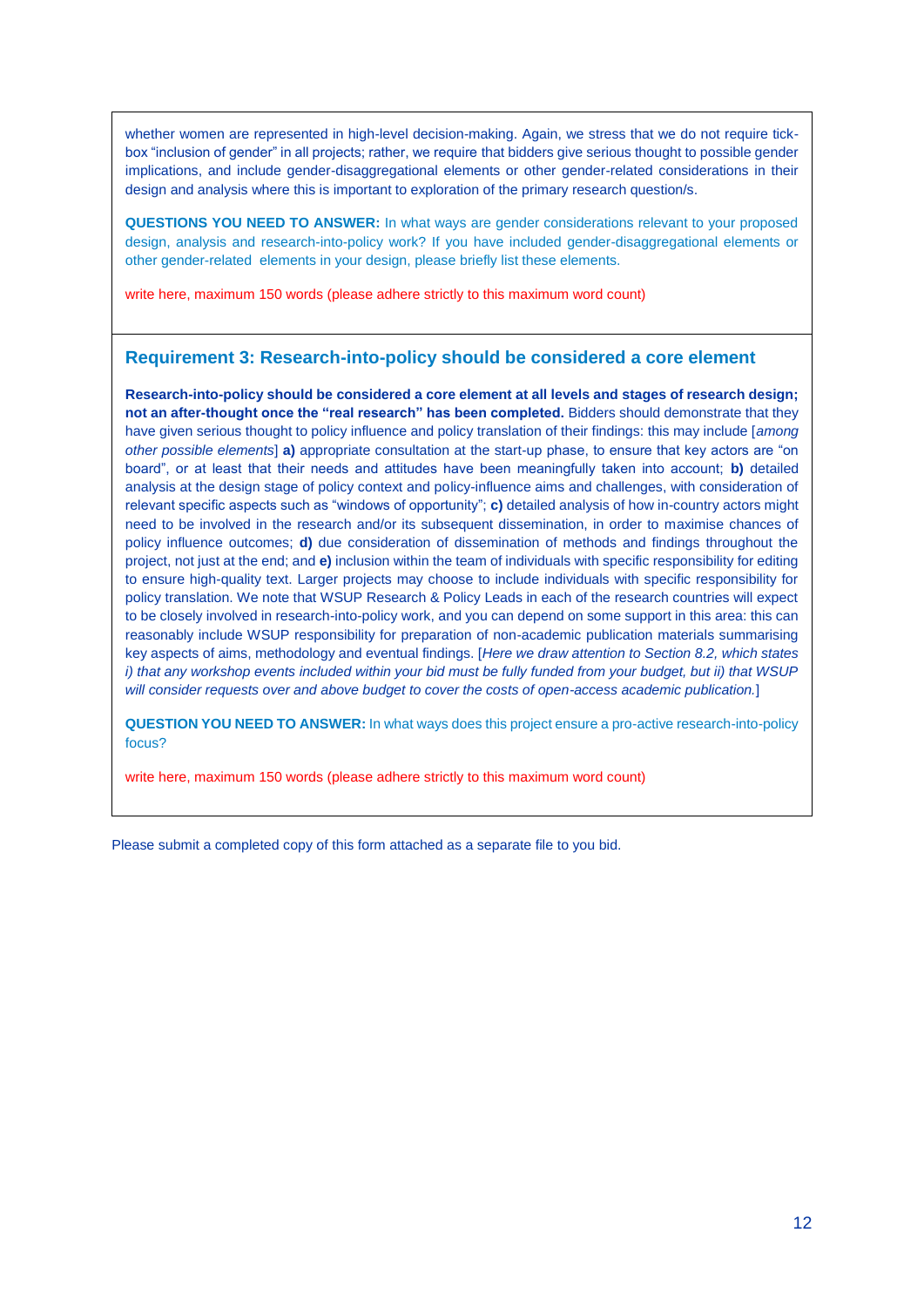whether women are represented in high-level decision-making. Again, we stress that we do not require tick-box "inclusion of gender" in all projects; rather, we require that bidders give serious thought to possible gender implications, and include gender-disaggregational elements or other gender-related considerations in their design and analysis where this is important to exploration of the primary research question/s.

**QUESTIONS YOU NEED TO ANSWER:** In what ways are gender considerations relevant to your proposed design, analysis and research-into-policy work? If you have included gender-disaggregational elements or other gender-related elements in your design, please briefly list these elements.

write here, maximum 150 words (please adhere strictly to this maximum word count)

## Requirement 3: Research-into-policy should be considered a core element

**Research-into-policy should be considered a core element at all levels and stages of research design; not an after-thought once the "real research" has been completed.** Bidders should demonstrate that they have given serious thought to policy influence and policy translation of their findings: this may include [*among other possible elements*] **a)** appropriate consultation at the start-up phase, to ensure that key actors are "on board", or at least that their needs and attitudes have been meaningfully taken into account; **b)** detailed analysis at the design stage of policy context and policy-influence aims and challenges, with consideration of relevant specific aspects such as "windows of opportunity"; **c)** detailed analysis of how in-country actors might need to be involved in the research and/or its subsequent dissemination, in order to maximise chances of policy influence outcomes; **d)** due consideration of dissemination of methods and findings throughout the project, not just at the end; and **e)** inclusion within the team of individuals with specific responsibility for editing to ensure high-quality text. Larger projects may choose to include individuals with specific responsibility for policy translation. We note that WSUP Research & Policy Leads in each of the research countries will expect to be closely involved in research-into-policy work, and you can depend on some support in this area: this can reasonably include WSUP responsibility for preparation of non-academic publication materials summarising key aspects of aims, methodology and eventual findings. [*Here we draw attention to Section 8.2, which states i) that any workshop events included within your bid must be fully funded from your budget, but ii) that WSUP will consider requests over and above budget to cover the costs of open-access academic publication.*]

**QUESTION YOU NEED TO ANSWER:** In what ways does this project ensure a pro-active research-into-policy focus?

write here, maximum 150 words (please adhere strictly to this maximum word count)

Please submit a completed copy of this form attached as a separate file to you bid.